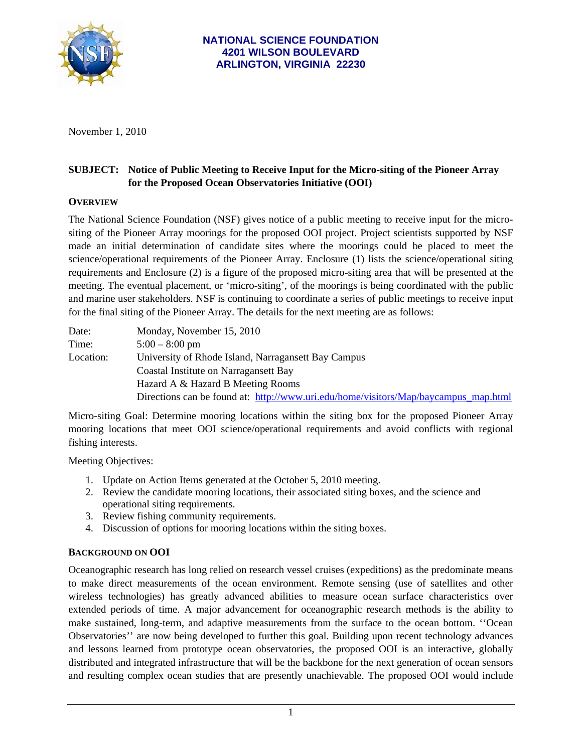**NATIONAL SCIENCE FOUNDATION**
**4201 WILSON BOULEVARD**
**ARLINGTON, VIRGINIA 22230**

November 1, 2010

**SUBJECT: Notice of Public Meeting to Receive Input for the Micro-siting of the Pioneer Array for the Proposed Ocean Observatories Initiative (OOI)**

## OVERVIEW

The National Science Foundation (NSF) gives notice of a public meeting to receive input for the micro-siting of the Pioneer Array moorings for the proposed OOI project. Project scientists supported by NSF made an initial determination of candidate sites where the moorings could be placed to meet the science/operational requirements of the Pioneer Array. Enclosure (1) lists the science/operational siting requirements and Enclosure (2) is a figure of the proposed micro-siting area that will be presented at the meeting. The eventual placement, or 'micro-siting', of the moorings is being coordinated with the public and marine user stakeholders. NSF is continuing to coordinate a series of public meetings to receive input for the final siting of the Pioneer Array. The details for the next meeting are as follows:

Date: Monday, November 15, 2010
Time: 5:00 – 8:00 pm
Location: University of Rhode Island, Narragansett Bay Campus
Coastal Institute on Narragansett Bay
Hazard A & Hazard B Meeting Rooms
Directions can be found at: http://www.uri.edu/home/visitors/Map/baycampus_map.html

Micro-siting Goal: Determine mooring locations within the siting box for the proposed Pioneer Array mooring locations that meet OOI science/operational requirements and avoid conflicts with regional fishing interests.

Meeting Objectives:

1. Update on Action Items generated at the October 5, 2010 meeting.
2. Review the candidate mooring locations, their associated siting boxes, and the science and operational siting requirements.
3. Review fishing community requirements.
4. Discussion of options for mooring locations within the siting boxes.

## BACKGROUND ON OOI

Oceanographic research has long relied on research vessel cruises (expeditions) as the predominate means to make direct measurements of the ocean environment. Remote sensing (use of satellites and other wireless technologies) has greatly advanced abilities to measure ocean surface characteristics over extended periods of time. A major advancement for oceanographic research methods is the ability to make sustained, long-term, and adaptive measurements from the surface to the ocean bottom. ''Ocean Observatories'' are now being developed to further this goal. Building upon recent technology advances and lessons learned from prototype ocean observatories, the proposed OOI is an interactive, globally distributed and integrated infrastructure that will be the backbone for the next generation of ocean sensors and resulting complex ocean studies that are presently unachievable. The proposed OOI would include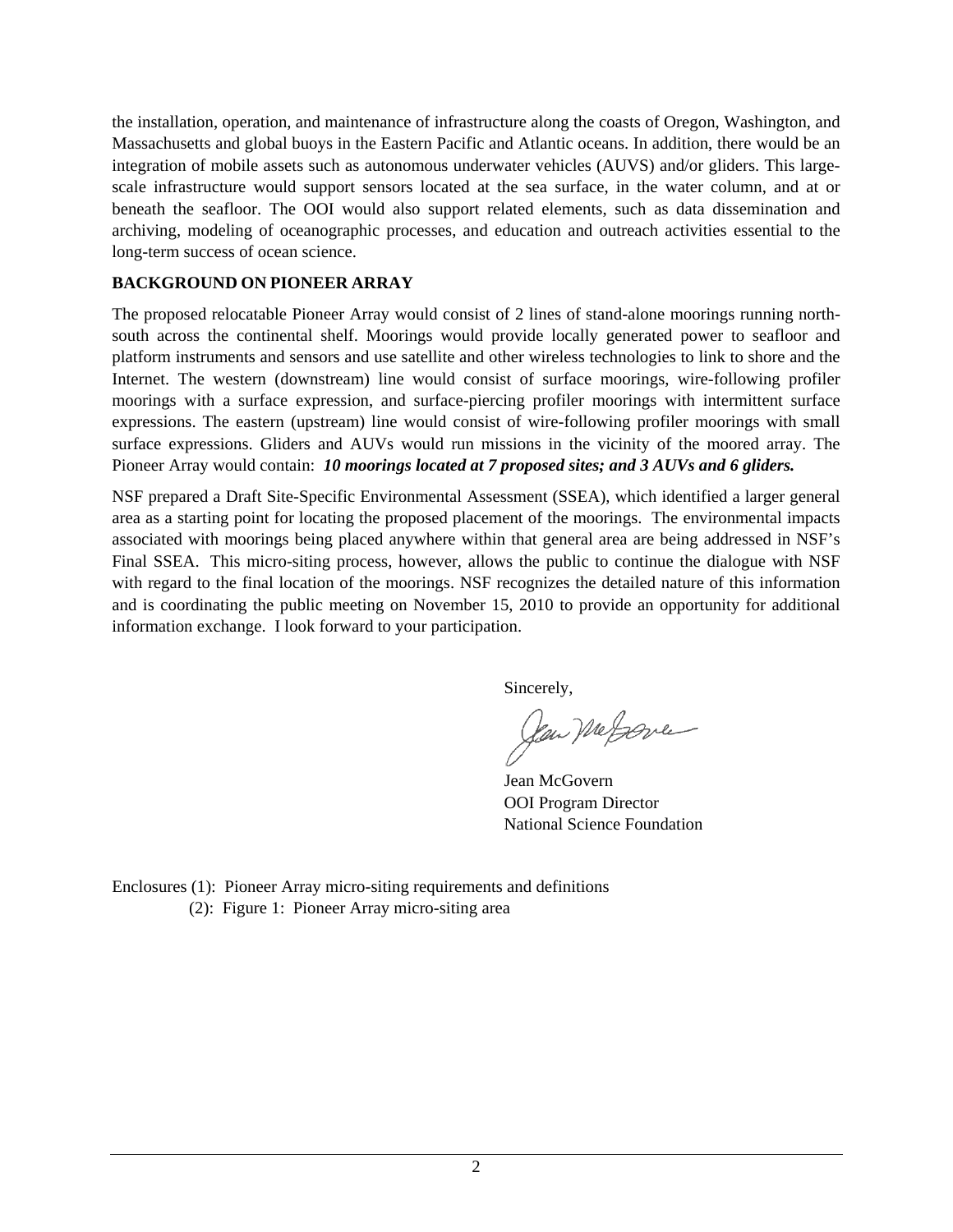the installation, operation, and maintenance of infrastructure along the coasts of Oregon, Washington, and Massachusetts and global buoys in the Eastern Pacific and Atlantic oceans. In addition, there would be an integration of mobile assets such as autonomous underwater vehicles (AUVS) and/or gliders. This large-scale infrastructure would support sensors located at the sea surface, in the water column, and at or beneath the seafloor. The OOI would also support related elements, such as data dissemination and archiving, modeling of oceanographic processes, and education and outreach activities essential to the long-term success of ocean science.

**BACKGROUND ON PIONEER ARRAY**

The proposed relocatable Pioneer Array would consist of 2 lines of stand-alone moorings running north-south across the continental shelf. Moorings would provide locally generated power to seafloor and platform instruments and sensors and use satellite and other wireless technologies to link to shore and the Internet. The western (downstream) line would consist of surface moorings, wire-following profiler moorings with a surface expression, and surface-piercing profiler moorings with intermittent surface expressions. The eastern (upstream) line would consist of wire-following profiler moorings with small surface expressions. Gliders and AUVs would run missions in the vicinity of the moored array. The Pioneer Array would contain: ***10 moorings located at 7 proposed sites; and 3 AUVs and 6 gliders.***

NSF prepared a Draft Site-Specific Environmental Assessment (SSEA), which identified a larger general area as a starting point for locating the proposed placement of the moorings. The environmental impacts associated with moorings being placed anywhere within that general area are being addressed in NSF's Final SSEA. This micro-siting process, however, allows the public to continue the dialogue with NSF with regard to the final location of the moorings. NSF recognizes the detailed nature of this information and is coordinating the public meeting on November 15, 2010 to provide an opportunity for additional information exchange. I look forward to your participation.

Sincerely,

Jean McGovern
OOI Program Director
National Science Foundation

Enclosures (1): Pioneer Array micro-siting requirements and definitions
(2): Figure 1: Pioneer Array micro-siting area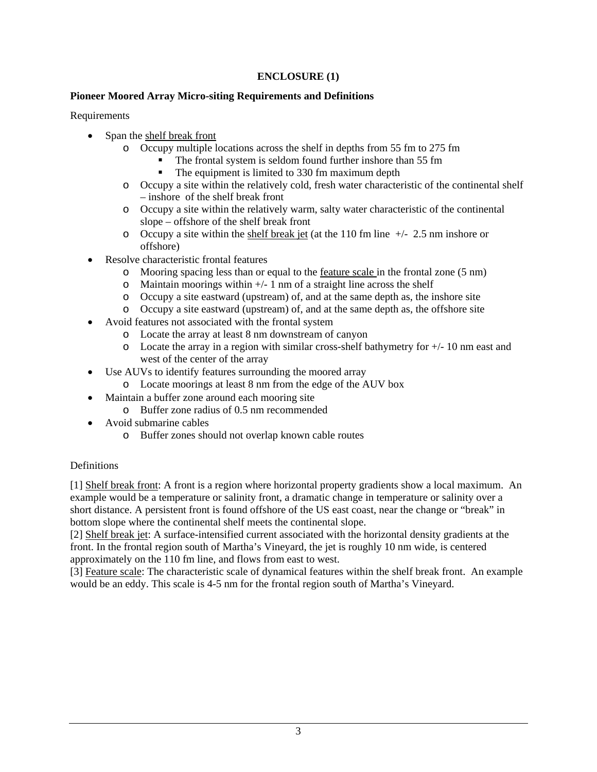**ENCLOSURE (1)**

**Pioneer Moored Array Micro-siting Requirements and Definitions**

Requirements

- Span the <u>shelf break front</u>
  - Occupy multiple locations across the shelf in depths from 55 fm to 275 fm
    - The frontal system is seldom found further inshore than 55 fm
    - The equipment is limited to 330 fm maximum depth
  - Occupy a site within the relatively cold, fresh water characteristic of the continental shelf – inshore of the shelf break front
  - Occupy a site within the relatively warm, salty water characteristic of the continental slope – offshore of the shelf break front
  - Occupy a site within the <u>shelf break jet</u> (at the 110 fm line +/- 2.5 nm inshore or offshore)
- Resolve characteristic frontal features
  - Mooring spacing less than or equal to the <u>feature scale</u> in the frontal zone (5 nm)
  - Maintain moorings within +/- 1 nm of a straight line across the shelf
  - Occupy a site eastward (upstream) of, and at the same depth as, the inshore site
  - Occupy a site eastward (upstream) of, and at the same depth as, the offshore site
- Avoid features not associated with the frontal system
  - Locate the array at least 8 nm downstream of canyon
  - Locate the array in a region with similar cross-shelf bathymetry for +/- 10 nm east and west of the center of the array
- Use AUVs to identify features surrounding the moored array
  - Locate moorings at least 8 nm from the edge of the AUV box
- Maintain a buffer zone around each mooring site
  - Buffer zone radius of 0.5 nm recommended
- Avoid submarine cables
  - Buffer zones should not overlap known cable routes

Definitions

[1] <u>Shelf break front</u>: A front is a region where horizontal property gradients show a local maximum. An example would be a temperature or salinity front, a dramatic change in temperature or salinity over a short distance. A persistent front is found offshore of the US east coast, near the change or "break" in bottom slope where the continental shelf meets the continental slope.

[2] <u>Shelf break jet</u>: A surface-intensified current associated with the horizontal density gradients at the front. In the frontal region south of Martha's Vineyard, the jet is roughly 10 nm wide, is centered approximately on the 110 fm line, and flows from east to west.

[3] <u>Feature scale</u>: The characteristic scale of dynamical features within the shelf break front. An example would be an eddy. This scale is 4-5 nm for the frontal region south of Martha's Vineyard.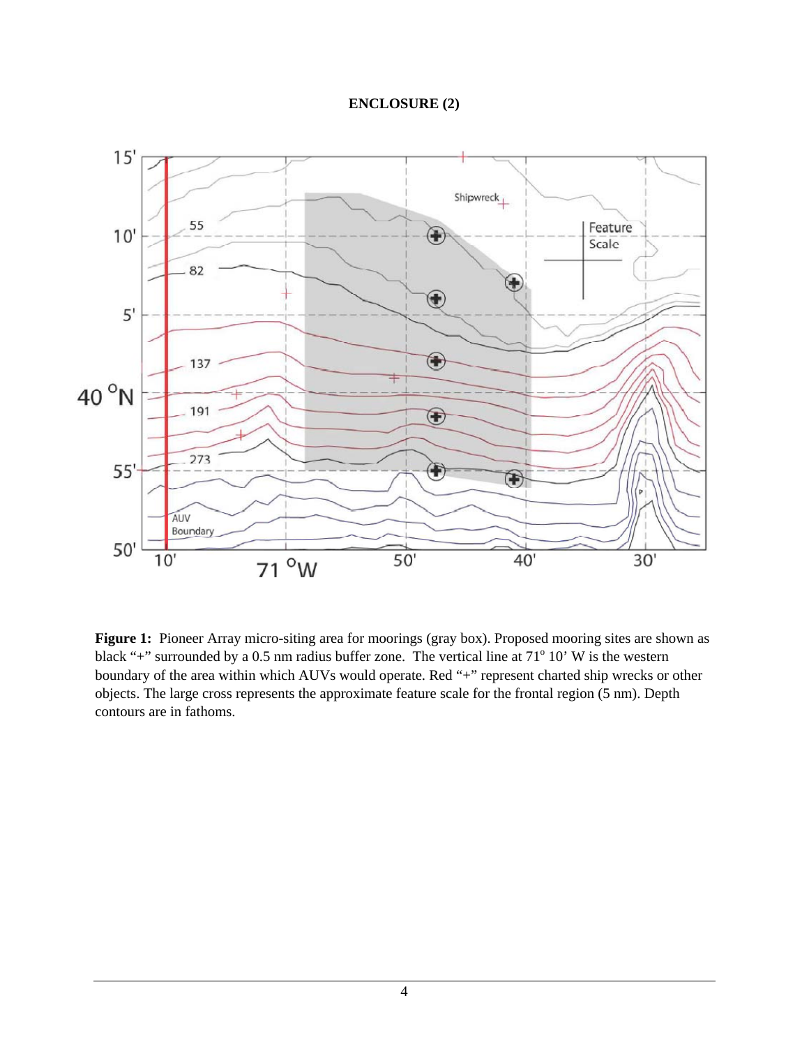**ENCLOSURE (2)**

15'

10'

5'

40 °N

55'

50'

10'

71 °W

50'

40'

30'

55

82

137

191

273

Shipwreck

Feature Scale

AUV Boundary

**Figure 1:** Pioneer Array micro-siting area for moorings (gray box). Proposed mooring sites are shown as black "+" surrounded by a 0.5 nm radius buffer zone. The vertical line at 71° 10' W is the western boundary of the area within which AUVs would operate. Red "+" represent charted ship wrecks or other objects. The large cross represents the approximate feature scale for the frontal region (5 nm). Depth contours are in fathoms.